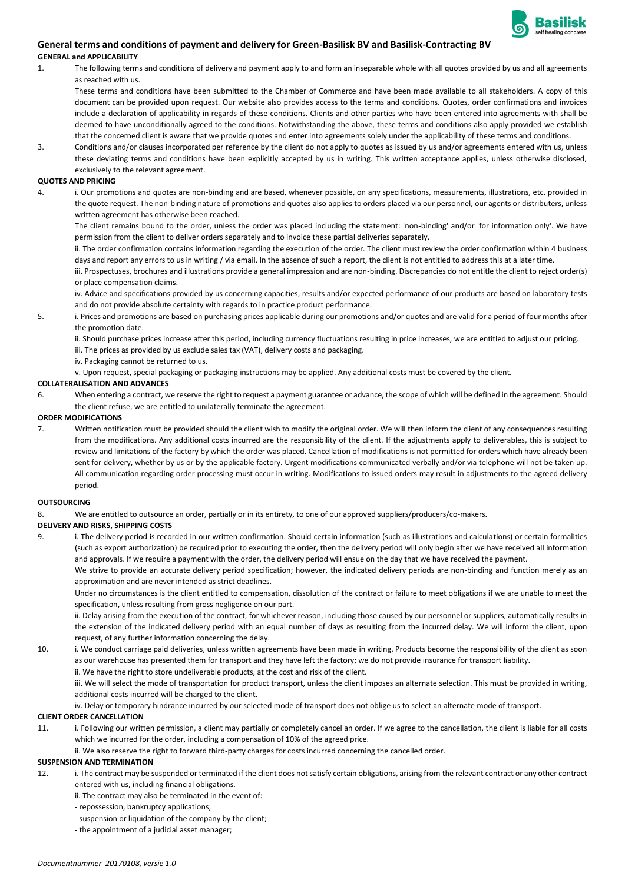## General terms and conditions of payment and delivery for Green-Basilisk BV and Basilisk-Contracting BV

**GENERAL and APPLICABILITY**

1. The following terms and conditions of delivery and payment apply to and form an inseparable whole with all quotes provided by us and all agreements as reached with us.

   These terms and conditions have been submitted to the Chamber of Commerce and have been made available to all stakeholders. A copy of this document can be provided upon request. Our website also provides access to the terms and conditions. Quotes, order confirmations and invoices include a declaration of applicability in regards of these conditions. Clients and other parties who have been entered into agreements with shall be deemed to have unconditionally agreed to the conditions. Notwithstanding the above, these terms and conditions also apply provided we establish that the concerned client is aware that we provide quotes and enter into agreements solely under the applicability of these terms and conditions.

3. Conditions and/or clauses incorporated per reference by the client do not apply to quotes as issued by us and/or agreements entered with us, unless these deviating terms and conditions have been explicitly accepted by us in writing. This written acceptance applies, unless otherwise disclosed, exclusively to the relevant agreement.

**QUOTES AND PRICING**

4. i. Our promotions and quotes are non-binding and are based, whenever possible, on any specifications, measurements, illustrations, etc. provided in the quote request. The non-binding nature of promotions and quotes also applies to orders placed via our personnel, our agents or distributers, unless written agreement has otherwise been reached.

   The client remains bound to the order, unless the order was placed including the statement: 'non-binding' and/or 'for information only'. We have permission from the client to deliver orders separately and to invoice these partial deliveries separately.

   ii. The order confirmation contains information regarding the execution of the order. The client must review the order confirmation within 4 business days and report any errors to us in writing / via email. In the absence of such a report, the client is not entitled to address this at a later time.

   iii. Prospectuses, brochures and illustrations provide a general impression and are non-binding. Discrepancies do not entitle the client to reject order(s) or place compensation claims.

   iv. Advice and specifications provided by us concerning capacities, results and/or expected performance of our products are based on laboratory tests and do not provide absolute certainty with regards to in practice product performance.

5. i. Prices and promotions are based on purchasing prices applicable during our promotions and/or quotes and are valid for a period of four months after the promotion date.

   ii. Should purchase prices increase after this period, including currency fluctuations resulting in price increases, we are entitled to adjust our pricing.

   iii. The prices as provided by us exclude sales tax (VAT), delivery costs and packaging.

   iv. Packaging cannot be returned to us.

   v. Upon request, special packaging or packaging instructions may be applied. Any additional costs must be covered by the client.

**COLLATERALISATION AND ADVANCES**

6. When entering a contract, we reserve the right to request a payment guarantee or advance, the scope of which will be defined in the agreement. Should the client refuse, we are entitled to unilaterally terminate the agreement.

**ORDER MODIFICATIONS**

7. Written notification must be provided should the client wish to modify the original order. We will then inform the client of any consequences resulting from the modifications. Any additional costs incurred are the responsibility of the client. If the adjustments apply to deliverables, this is subject to review and limitations of the factory by which the order was placed. Cancellation of modifications is not permitted for orders which have already been sent for delivery, whether by us or by the applicable factory. Urgent modifications communicated verbally and/or via telephone will not be taken up. All communication regarding order processing must occur in writing. Modifications to issued orders may result in adjustments to the agreed delivery period.

**OUTSOURCING**

8. We are entitled to outsource an order, partially or in its entirety, to one of our approved suppliers/producers/co-makers.

**DELIVERY AND RISKS, SHIPPING COSTS**

9. i. The delivery period is recorded in our written confirmation. Should certain information (such as illustrations and calculations) or certain formalities (such as export authorization) be required prior to executing the order, then the delivery period will only begin after we have received all information and approvals. If we require a payment with the order, the delivery period will ensue on the day that we have received the payment.

   We strive to provide an accurate delivery period specification; however, the indicated delivery periods are non-binding and function merely as an approximation and are never intended as strict deadlines.

   Under no circumstances is the client entitled to compensation, dissolution of the contract or failure to meet obligations if we are unable to meet the specification, unless resulting from gross negligence on our part.

   ii. Delay arising from the execution of the contract, for whichever reason, including those caused by our personnel or suppliers, automatically results in the extension of the indicated delivery period with an equal number of days as resulting from the incurred delay. We will inform the client, upon request, of any further information concerning the delay.

10. i. We conduct carriage paid deliveries, unless written agreements have been made in writing. Products become the responsibility of the client as soon as our warehouse has presented them for transport and they have left the factory; we do not provide insurance for transport liability.

    ii. We have the right to store undeliverable products, at the cost and risk of the client.

    iii. We will select the mode of transportation for product transport, unless the client imposes an alternate selection. This must be provided in writing, additional costs incurred will be charged to the client.

    iv. Delay or temporary hindrance incurred by our selected mode of transport does not oblige us to select an alternate mode of transport.

**CLIENT ORDER CANCELLATION**

11. i. Following our written permission, a client may partially or completely cancel an order. If we agree to the cancellation, the client is liable for all costs which we incurred for the order, including a compensation of 10% of the agreed price.

    ii. We also reserve the right to forward third-party charges for costs incurred concerning the cancelled order.

**SUSPENSION AND TERMINATION**

12. i. The contract may be suspended or terminated if the client does not satisfy certain obligations, arising from the relevant contract or any other contract entered with us, including financial obligations.

    ii. The contract may also be terminated in the event of:

    - repossession, bankruptcy applications;
    - suspension or liquidation of the company by the client;
    - the appointment of a judicial asset manager;

*Documentnummer 20170108, versie 1.0*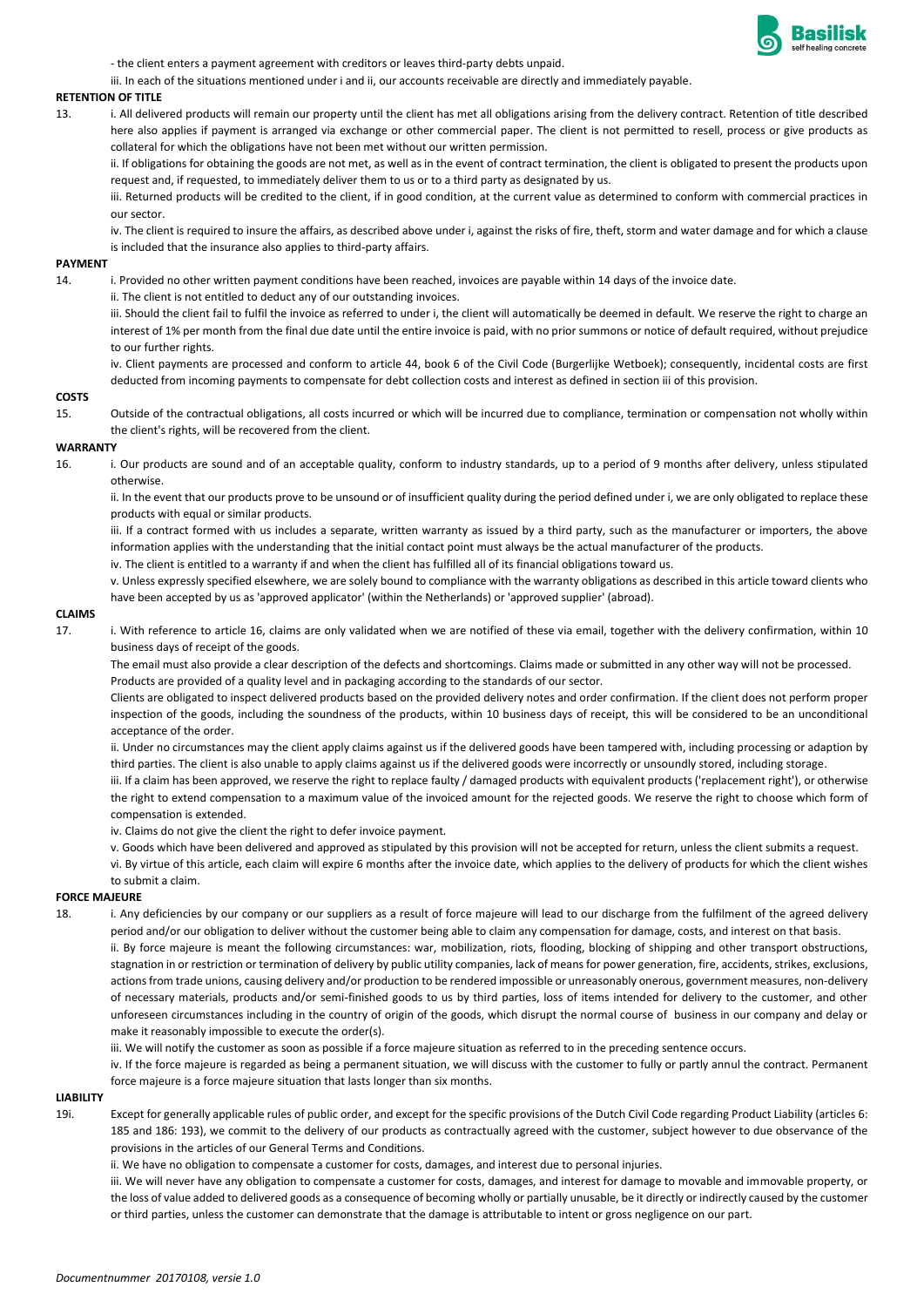- the client enters a payment agreement with creditors or leaves third-party debts unpaid.

iii. In each of the situations mentioned under i and ii, our accounts receivable are directly and immediately payable.

**RETENTION OF TITLE**

13. i. All delivered products will remain our property until the client has met all obligations arising from the delivery contract. Retention of title described here also applies if payment is arranged via exchange or other commercial paper. The client is not permitted to resell, process or give products as collateral for which the obligations have not been met without our written permission.

ii. If obligations for obtaining the goods are not met, as well as in the event of contract termination, the client is obligated to present the products upon request and, if requested, to immediately deliver them to us or to a third party as designated by us.

iii. Returned products will be credited to the client, if in good condition, at the current value as determined to conform with commercial practices in our sector.

iv. The client is required to insure the affairs, as described above under i, against the risks of fire, theft, storm and water damage and for which a clause is included that the insurance also applies to third-party affairs.

**PAYMENT**

14. i. Provided no other written payment conditions have been reached, invoices are payable within 14 days of the invoice date.

ii. The client is not entitled to deduct any of our outstanding invoices.

iii. Should the client fail to fulfil the invoice as referred to under i, the client will automatically be deemed in default. We reserve the right to charge an interest of 1% per month from the final due date until the entire invoice is paid, with no prior summons or notice of default required, without prejudice to our further rights.

iv. Client payments are processed and conform to article 44, book 6 of the Civil Code (Burgerlijke Wetboek); consequently, incidental costs are first deducted from incoming payments to compensate for debt collection costs and interest as defined in section iii of this provision.

**COSTS**

15. Outside of the contractual obligations, all costs incurred or which will be incurred due to compliance, termination or compensation not wholly within the client's rights, will be recovered from the client.

**WARRANTY**

16. i. Our products are sound and of an acceptable quality, conform to industry standards, up to a period of 9 months after delivery, unless stipulated otherwise.

ii. In the event that our products prove to be unsound or of insufficient quality during the period defined under i, we are only obligated to replace these products with equal or similar products.

iii. If a contract formed with us includes a separate, written warranty as issued by a third party, such as the manufacturer or importers, the above information applies with the understanding that the initial contact point must always be the actual manufacturer of the products.

iv. The client is entitled to a warranty if and when the client has fulfilled all of its financial obligations toward us.

v. Unless expressly specified elsewhere, we are solely bound to compliance with the warranty obligations as described in this article toward clients who have been accepted by us as 'approved applicator' (within the Netherlands) or 'approved supplier' (abroad).

**CLAIMS**

17. i. With reference to article 16, claims are only validated when we are notified of these via email, together with the delivery confirmation, within 10 business days of receipt of the goods.

The email must also provide a clear description of the defects and shortcomings. Claims made or submitted in any other way will not be processed.

Products are provided of a quality level and in packaging according to the standards of our sector.

Clients are obligated to inspect delivered products based on the provided delivery notes and order confirmation. If the client does not perform proper inspection of the goods, including the soundness of the products, within 10 business days of receipt, this will be considered to be an unconditional acceptance of the order.

ii. Under no circumstances may the client apply claims against us if the delivered goods have been tampered with, including processing or adaption by third parties. The client is also unable to apply claims against us if the delivered goods were incorrectly or unsoundly stored, including storage.

iii. If a claim has been approved, we reserve the right to replace faulty / damaged products with equivalent products ('replacement right'), or otherwise the right to extend compensation to a maximum value of the invoiced amount for the rejected goods. We reserve the right to choose which form of compensation is extended.

iv. Claims do not give the client the right to defer invoice payment.

v. Goods which have been delivered and approved as stipulated by this provision will not be accepted for return, unless the client submits a request.

vi. By virtue of this article, each claim will expire 6 months after the invoice date, which applies to the delivery of products for which the client wishes to submit a claim.

**FORCE MAJEURE**

18. i. Any deficiencies by our company or our suppliers as a result of force majeure will lead to our discharge from the fulfilment of the agreed delivery period and/or our obligation to deliver without the customer being able to claim any compensation for damage, costs, and interest on that basis.

ii. By force majeure is meant the following circumstances: war, mobilization, riots, flooding, blocking of shipping and other transport obstructions, stagnation in or restriction or termination of delivery by public utility companies, lack of means for power generation, fire, accidents, strikes, exclusions, actions from trade unions, causing delivery and/or production to be rendered impossible or unreasonably onerous, government measures, non-delivery of necessary materials, products and/or semi-finished goods to us by third parties, loss of items intended for delivery to the customer, and other unforeseen circumstances including in the country of origin of the goods, which disrupt the normal course of business in our company and delay or make it reasonably impossible to execute the order(s).

iii. We will notify the customer as soon as possible if a force majeure situation as referred to in the preceding sentence occurs.

iv. If the force majeure is regarded as being a permanent situation, we will discuss with the customer to fully or partly annul the contract. Permanent force majeure is a force majeure situation that lasts longer than six months.

**LIABILITY**

19i. Except for generally applicable rules of public order, and except for the specific provisions of the Dutch Civil Code regarding Product Liability (articles 6: 185 and 186: 193), we commit to the delivery of our products as contractually agreed with the customer, subject however to due observance of the provisions in the articles of our General Terms and Conditions.

ii. We have no obligation to compensate a customer for costs, damages, and interest due to personal injuries.

iii. We will never have any obligation to compensate a customer for costs, damages, and interest for damage to movable and immovable property, or the loss of value added to delivered goods as a consequence of becoming wholly or partially unusable, be it directly or indirectly caused by the customer or third parties, unless the customer can demonstrate that the damage is attributable to intent or gross negligence on our part.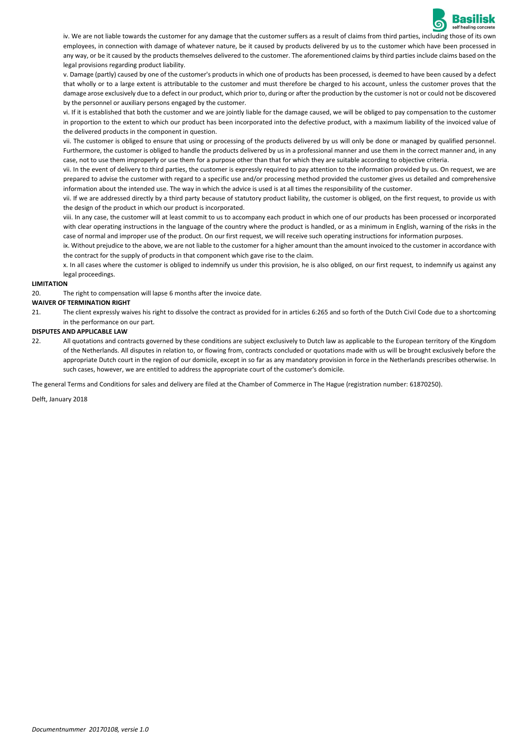iv. We are not liable towards the customer for any damage that the customer suffers as a result of claims from third parties, including those of its own employees, in connection with damage of whatever nature, be it caused by products delivered by us to the customer which have been processed in any way, or be it caused by the products themselves delivered to the customer. The aforementioned claims by third parties include claims based on the legal provisions regarding product liability.

v. Damage (partly) caused by one of the customer's products in which one of products has been processed, is deemed to have been caused by a defect that wholly or to a large extent is attributable to the customer and must therefore be charged to his account, unless the customer proves that the damage arose exclusively due to a defect in our product, which prior to, during or after the production by the customer is not or could not be discovered by the personnel or auxiliary persons engaged by the customer.

vi. If it is established that both the customer and we are jointly liable for the damage caused, we will be obliged to pay compensation to the customer in proportion to the extent to which our product has been incorporated into the defective product, with a maximum liability of the invoiced value of the delivered products in the component in question.

vii. The customer is obliged to ensure that using or processing of the products delivered by us will only be done or managed by qualified personnel. Furthermore, the customer is obliged to handle the products delivered by us in a professional manner and use them in the correct manner and, in any case, not to use them improperly or use them for a purpose other than that for which they are suitable according to objective criteria.

vii. In the event of delivery to third parties, the customer is expressly required to pay attention to the information provided by us. On request, we are prepared to advise the customer with regard to a specific use and/or processing method provided the customer gives us detailed and comprehensive information about the intended use. The way in which the advice is used is at all times the responsibility of the customer.

vii. If we are addressed directly by a third party because of statutory product liability, the customer is obliged, on the first request, to provide us with the design of the product in which our product is incorporated.

viii. In any case, the customer will at least commit to us to accompany each product in which one of our products has been processed or incorporated with clear operating instructions in the language of the country where the product is handled, or as a minimum in English, warning of the risks in the case of normal and improper use of the product. On our first request, we will receive such operating instructions for information purposes.

ix. Without prejudice to the above, we are not liable to the customer for a higher amount than the amount invoiced to the customer in accordance with the contract for the supply of products in that component which gave rise to the claim.

x. In all cases where the customer is obliged to indemnify us under this provision, he is also obliged, on our first request, to indemnify us against any legal proceedings.

**LIMITATION**

20. The right to compensation will lapse 6 months after the invoice date.

**WAIVER OF TERMINATION RIGHT**

21. The client expressly waives his right to dissolve the contract as provided for in articles 6:265 and so forth of the Dutch Civil Code due to a shortcoming in the performance on our part.

**DISPUTES AND APPLICABLE LAW**

22. All quotations and contracts governed by these conditions are subject exclusively to Dutch law as applicable to the European territory of the Kingdom of the Netherlands. All disputes in relation to, or flowing from, contracts concluded or quotations made with us will be brought exclusively before the appropriate Dutch court in the region of our domicile, except in so far as any mandatory provision in force in the Netherlands prescribes otherwise. In such cases, however, we are entitled to address the appropriate court of the customer's domicile.

The general Terms and Conditions for sales and delivery are filed at the Chamber of Commerce in The Hague (registration number: 61870250).

Delft, January 2018